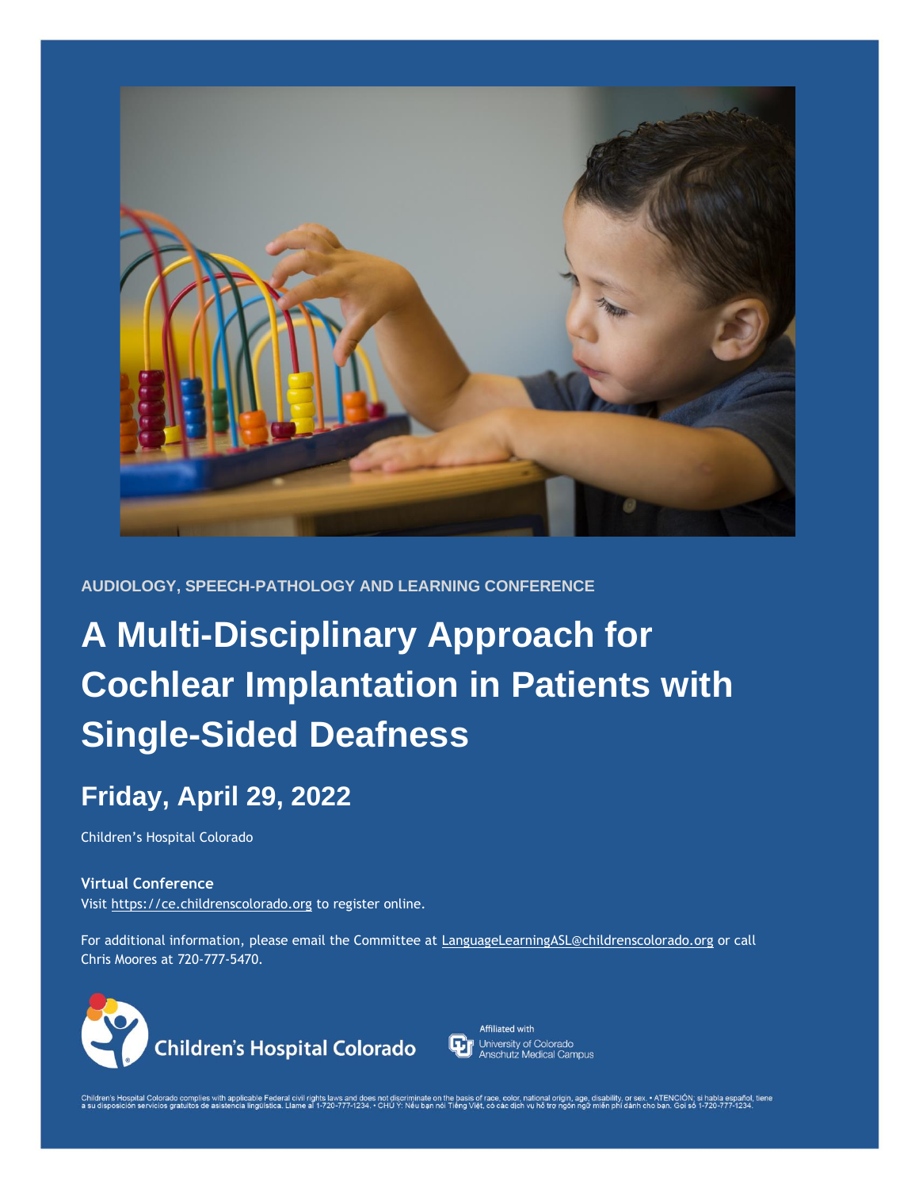AUDIOLOGY, SPEECH-PATHOLOGY AND LEARNING CONFERENCE

# A Multi-Disciplinary Approach for Cochlear Implantation in Patients with Single-Sided Deafness

## Friday, April 29, 2022

Children's Hospital Colorado

**Virtual Conference**

Visit https://ce.childrenscolorado.org to register online.

For additional information, please email the Committee at LanguageLearningASL@childrenscolorado.org or call Chris Moores at 720-777-5470.

Children's Hospital Colorado

Affiliated with University of Colorado Anschutz Medical Campus

Children's Hospital Colorado complies with applicable Federal civil rights laws and does not discriminate on the basis of race, color, national origin, age, disability, or sex. • ATENCIÓN: si habla español, tiene a su disposición servicios gratuitos de asistencia lingüística. Llame al 1-720-777-1234. • CHÚ Ý: Nếu bạn nói Tiếng Việt, có các dịch vụ hỗ trợ ngôn ngữ miễn phí dành cho bạn. Gọi số 1-720-777-1234.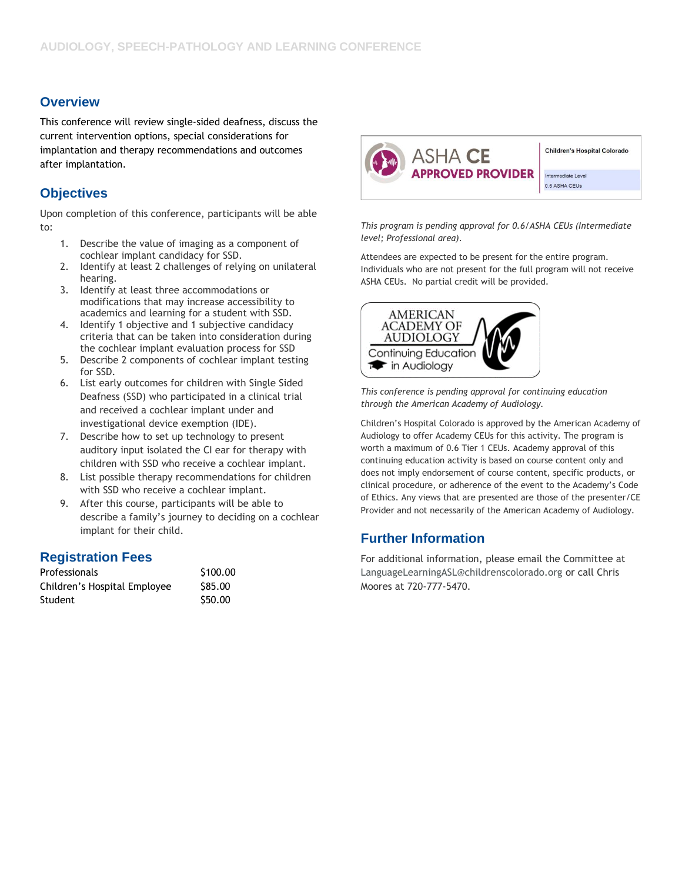## Overview

This conference will review single-sided deafness, discuss the current intervention options, special considerations for implantation and therapy recommendations and outcomes after implantation.

## Objectives

Upon completion of this conference, participants will be able to:

1. Describe the value of imaging as a component of cochlear implant candidacy for SSD.
2. Identify at least 2 challenges of relying on unilateral hearing.
3. Identify at least three accommodations or modifications that may increase accessibility to academics and learning for a student with SSD.
4. Identify 1 objective and 1 subjective candidacy criteria that can be taken into consideration during the cochlear implant evaluation process for SSD
5. Describe 2 components of cochlear implant testing for SSD.
6. List early outcomes for children with Single Sided Deafness (SSD) who participated in a clinical trial and received a cochlear implant under and investigational device exemption (IDE).
7. Describe how to set up technology to present auditory input isolated the CI ear for therapy with children with SSD who receive a cochlear implant.
8. List possible therapy recommendations for children with SSD who receive a cochlear implant.
9. After this course, participants will be able to describe a family's journey to deciding on a cochlear implant for their child.

## Registration Fees

| | |
|---|---|
| Professionals | $100.00 |
| Children's Hospital Employee | $85.00 |
| Student | $50.00 |

ASHA CE APPROVED PROVIDER — Children's Hospital Colorado — Intermediate Level — 0.6 ASHA CEUs

*This program is pending approval for 0.6/ASHA CEUs (Intermediate level; Professional area).*

Attendees are expected to be present for the entire program. Individuals who are not present for the full program will not receive ASHA CEUs. No partial credit will be provided.

AMERICAN ACADEMY OF AUDIOLOGY — Continuing Education in Audiology

*This conference is pending approval for continuing education through the American Academy of Audiology.*

Children's Hospital Colorado is approved by the American Academy of Audiology to offer Academy CEUs for this activity. The program is worth a maximum of 0.6 Tier 1 CEUs. Academy approval of this continuing education activity is based on course content only and does not imply endorsement of course content, specific products, or clinical procedure, or adherence of the event to the Academy's Code of Ethics. Any views that are presented are those of the presenter/CE Provider and not necessarily of the American Academy of Audiology.

## Further Information

For additional information, please email the Committee at LanguageLearningASL@childrenscolorado.org or call Chris Moores at 720-777-5470.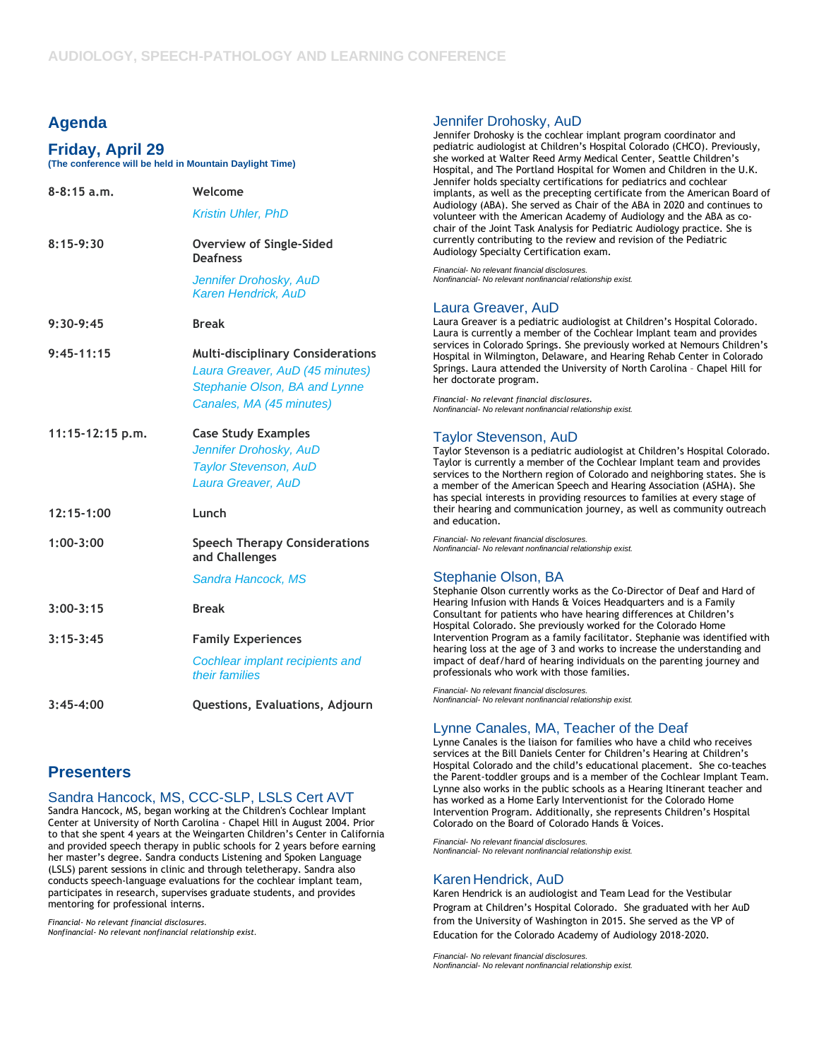## Agenda

### Friday, April 29

**(The conference will be held in Mountain Daylight Time)**

| | |
|---|---|
| 8-8:15 a.m. | **Welcome**<br>*Kristin Uhler, PhD* |
| 8:15-9:30 | **Overview of Single-Sided Deafness**<br>*Jennifer Drohosky, AuD*<br>*Karen Hendrick, AuD* |
| 9:30-9:45 | **Break** |
| 9:45-11:15 | **Multi-disciplinary Considerations**<br>*Laura Greaver, AuD (45 minutes)*<br>*Stephanie Olson, BA and Lynne Canales, MA (45 minutes)* |
| 11:15-12:15 p.m. | **Case Study Examples**<br>*Jennifer Drohosky, AuD*<br>*Taylor Stevenson, AuD*<br>*Laura Greaver, AuD* |
| 12:15-1:00 | **Lunch** |
| 1:00-3:00 | **Speech Therapy Considerations and Challenges**<br>*Sandra Hancock, MS* |
| 3:00-3:15 | **Break** |
| 3:15-3:45 | **Family Experiences**<br>*Cochlear implant recipients and their families* |
| 3:45-4:00 | **Questions, Evaluations, Adjourn** |

## Presenters

### Sandra Hancock, MS, CCC-SLP, LSLS Cert AVT

Sandra Hancock, MS, began working at the Children's Cochlear Implant Center at University of North Carolina - Chapel Hill in August 2004. Prior to that she spent 4 years at the Weingarten Children's Center in California and provided speech therapy in public schools for 2 years before earning her master's degree. Sandra conducts Listening and Spoken Language (LSLS) parent sessions in clinic and through teletherapy. Sandra also conducts speech-language evaluations for the cochlear implant team, participates in research, supervises graduate students, and provides mentoring for professional interns.

*Financial- No relevant financial disclosures.*
*Nonfinancial- No relevant nonfinancial relationship exist.*

### Jennifer Drohosky, AuD

Jennifer Drohosky is the cochlear implant program coordinator and pediatric audiologist at Children's Hospital Colorado (CHCO). Previously, she worked at Walter Reed Army Medical Center, Seattle Children's Hospital, and The Portland Hospital for Women and Children in the U.K. Jennifer holds specialty certifications for pediatrics and cochlear implants, as well as the precepting certificate from the American Board of Audiology (ABA). She served as Chair of the ABA in 2020 and continues to volunteer with the American Academy of Audiology and the ABA as co-chair of the Joint Task Analysis for Pediatric Audiology practice. She is currently contributing to the review and revision of the Pediatric Audiology Specialty Certification exam.

*Financial- No relevant financial disclosures.*
*Nonfinancial- No relevant nonfinancial relationship exist.*

### Laura Greaver, AuD

Laura Greaver is a pediatric audiologist at Children's Hospital Colorado. Laura is currently a member of the Cochlear Implant team and provides services in Colorado Springs. She previously worked at Nemours Children's Hospital in Wilmington, Delaware, and Hearing Rehab Center in Colorado Springs. Laura attended the University of North Carolina – Chapel Hill for her doctorate program.

*Financial- No relevant financial disclosures.*
*Nonfinancial- No relevant nonfinancial relationship exist.*

### Taylor Stevenson, AuD

Taylor Stevenson is a pediatric audiologist at Children's Hospital Colorado. Taylor is currently a member of the Cochlear Implant team and provides services to the Northern region of Colorado and neighboring states. She is a member of the American Speech and Hearing Association (ASHA). She has special interests in providing resources to families at every stage of their hearing and communication journey, as well as community outreach and education.

*Financial- No relevant financial disclosures.*
*Nonfinancial- No relevant nonfinancial relationship exist.*

### Stephanie Olson, BA

Stephanie Olson currently works as the Co-Director of Deaf and Hard of Hearing Infusion with Hands & Voices Headquarters and is a Family Consultant for patients who have hearing differences at Children's Hospital Colorado. She previously worked for the Colorado Home Intervention Program as a family facilitator. Stephanie was identified with hearing loss at the age of 3 and works to increase the understanding and impact of deaf/hard of hearing individuals on the parenting journey and professionals who work with those families.

*Financial- No relevant financial disclosures.*
*Nonfinancial- No relevant nonfinancial relationship exist.*

### Lynne Canales, MA, Teacher of the Deaf

Lynne Canales is the liaison for families who have a child who receives services at the Bill Daniels Center for Children's Hearing at Children's Hospital Colorado and the child's educational placement. She co-teaches the Parent-toddler groups and is a member of the Cochlear Implant Team. Lynne also works in the public schools as a Hearing Itinerant teacher and has worked as a Home Early Interventionist for the Colorado Home Intervention Program. Additionally, she represents Children's Hospital Colorado on the Board of Colorado Hands & Voices.

*Financial- No relevant financial disclosures.*
*Nonfinancial- No relevant nonfinancial relationship exist.*

### Karen Hendrick, AuD

Karen Hendrick is an audiologist and Team Lead for the Vestibular Program at Children's Hospital Colorado. She graduated with her AuD from the University of Washington in 2015. She served as the VP of Education for the Colorado Academy of Audiology 2018-2020.

*Financial- No relevant financial disclosures.*
*Nonfinancial- No relevant nonfinancial relationship exist.*